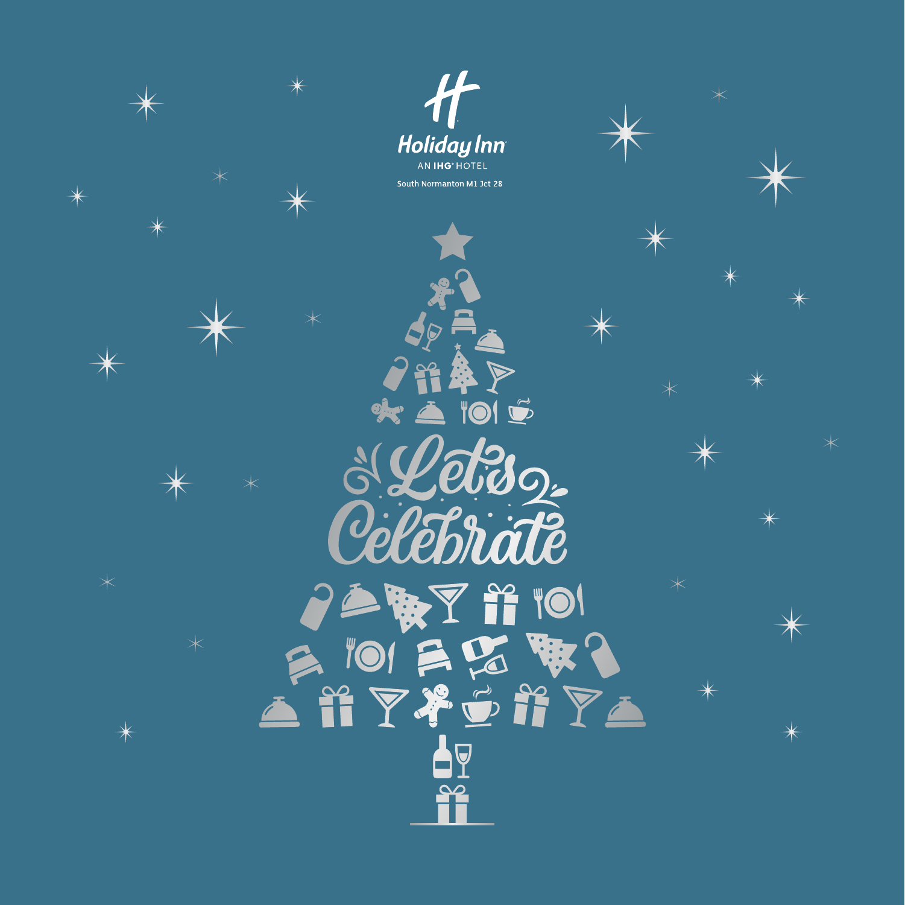Holiday Inn

AN IHG HOTEL

South Normanton M1 Jct 28

# Let's Celebrate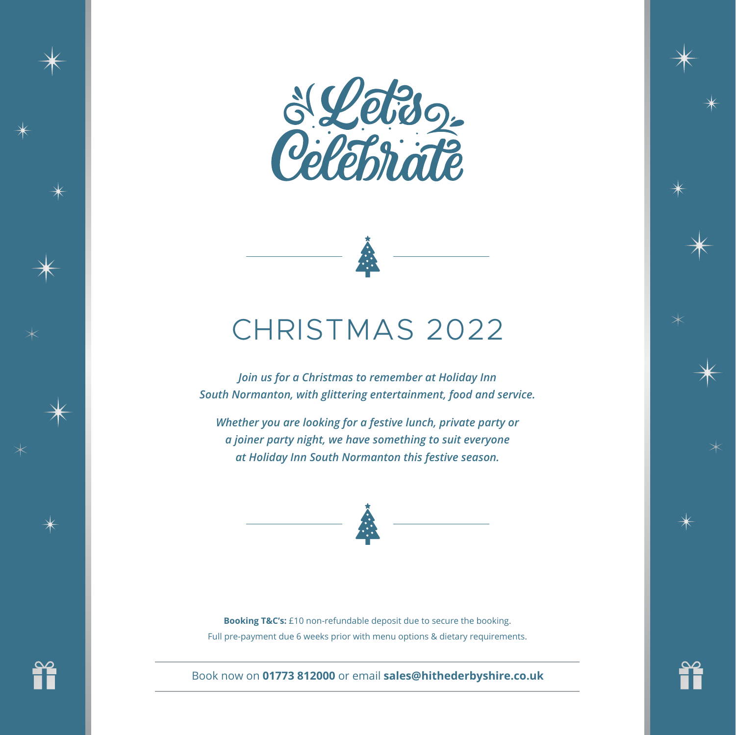# Let's Celebrate

## CHRISTMAS 2022

*Join us for a Christmas to remember at Holiday Inn South Normanton, with glittering entertainment, food and service.*

*Whether you are looking for a festive lunch, private party or a joiner party night, we have something to suit everyone at Holiday Inn South Normanton this festive season.*

**Booking T&C's:** £10 non-refundable deposit due to secure the booking. Full pre-payment due 6 weeks prior with menu options & dietary requirements.

Book now on **01773 812000** or email **sales@hithederbyshire.co.uk**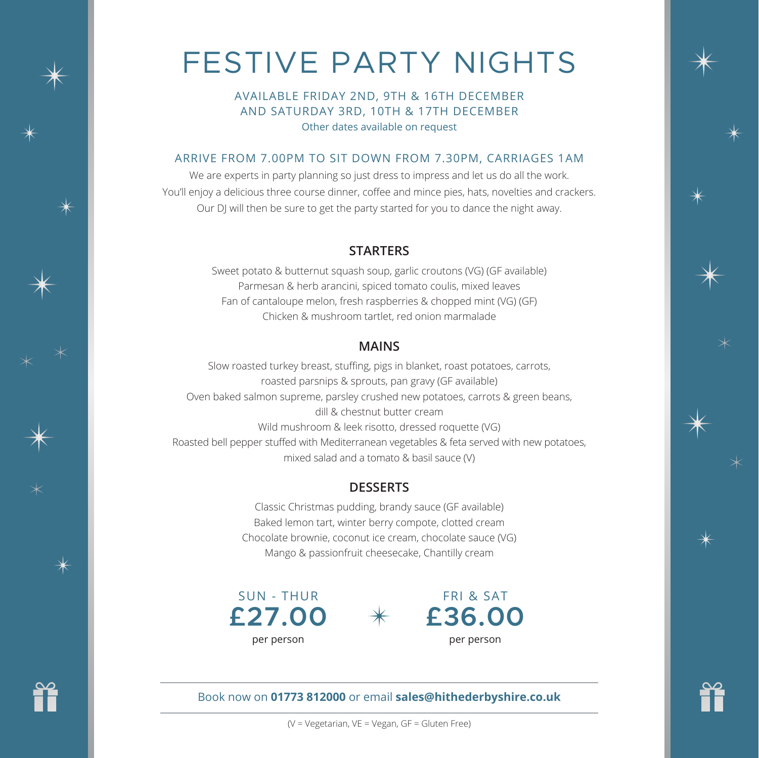# FESTIVE PARTY NIGHTS

AVAILABLE FRIDAY 2ND, 9TH & 16TH DECEMBER
AND SATURDAY 3RD, 10TH & 17TH DECEMBER
Other dates available on request

ARRIVE FROM 7.00PM TO SIT DOWN FROM 7.30PM, CARRIAGES 1AM

We are experts in party planning so just dress to impress and let us do all the work.
You'll enjoy a delicious three course dinner, coffee and mince pies, hats, novelties and crackers.
Our DJ will then be sure to get the party started for you to dance the night away.

## STARTERS

Sweet potato & butternut squash soup, garlic croutons (VG) (GF available)
Parmesan & herb arancini, spiced tomato coulis, mixed leaves
Fan of cantaloupe melon, fresh raspberries & chopped mint (VG) (GF)
Chicken & mushroom tartlet, red onion marmalade

## MAINS

Slow roasted turkey breast, stuffing, pigs in blanket, roast potatoes, carrots, roasted parsnips & sprouts, pan gravy (GF available)
Oven baked salmon supreme, parsley crushed new potatoes, carrots & green beans, dill & chestnut butter cream
Wild mushroom & leek risotto, dressed roquette (VG)
Roasted bell pepper stuffed with Mediterranean vegetables & feta served with new potatoes, mixed salad and a tomato & basil sauce (V)

## DESSERTS

Classic Christmas pudding, brandy sauce (GF available)
Baked lemon tart, winter berry compote, clotted cream
Chocolate brownie, coconut ice cream, chocolate sauce (VG)
Mango & passionfruit cheesecake, Chantilly cream

SUN - THUR
**£27.00**
per person

FRI & SAT
**£36.00**
per person

Book now on **01773 812000** or email **sales@hithederbyshire.co.uk**

(V = Vegetarian, VE = Vegan, GF = Gluten Free)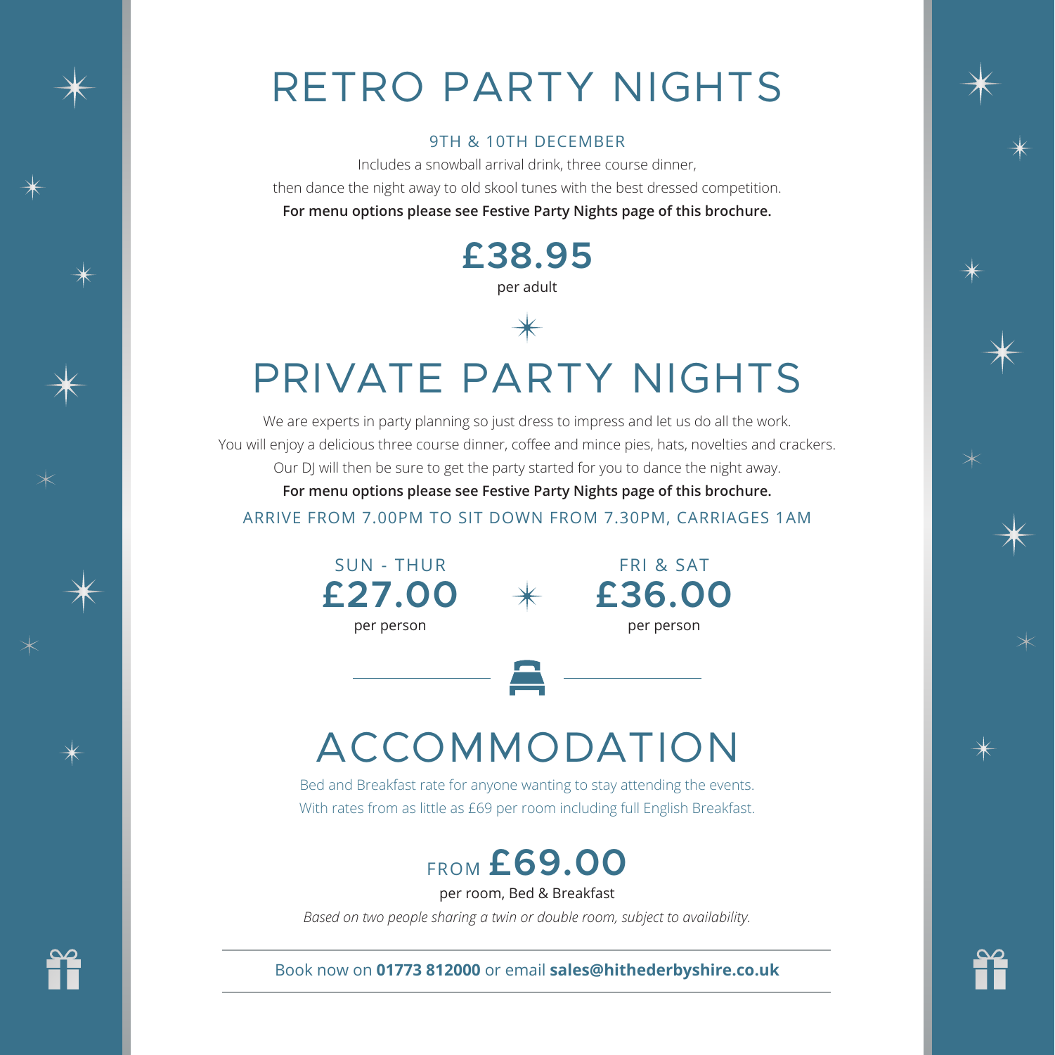# RETRO PARTY NIGHTS

9TH & 10TH DECEMBER

Includes a snowball arrival drink, three course dinner,
then dance the night away to old skool tunes with the best dressed competition.

**For menu options please see Festive Party Nights page of this brochure.**

**£38.95**
per adult

# PRIVATE PARTY NIGHTS

We are experts in party planning so just dress to impress and let us do all the work.
You will enjoy a delicious three course dinner, coffee and mince pies, hats, novelties and crackers.
Our DJ will then be sure to get the party started for you to dance the night away.

**For menu options please see Festive Party Nights page of this brochure.**

ARRIVE FROM 7.00PM TO SIT DOWN FROM 7.30PM, CARRIAGES 1AM

SUN - THUR
**£27.00**
per person

FRI & SAT
**£36.00**
per person

# ACCOMMODATION

Bed and Breakfast rate for anyone wanting to stay attending the events.
With rates from as little as £69 per room including full English Breakfast.

FROM **£69.00**
per room, Bed & Breakfast

*Based on two people sharing a twin or double room, subject to availability.*

Book now on **01773 812000** or email **sales@hithederbyshire.co.uk**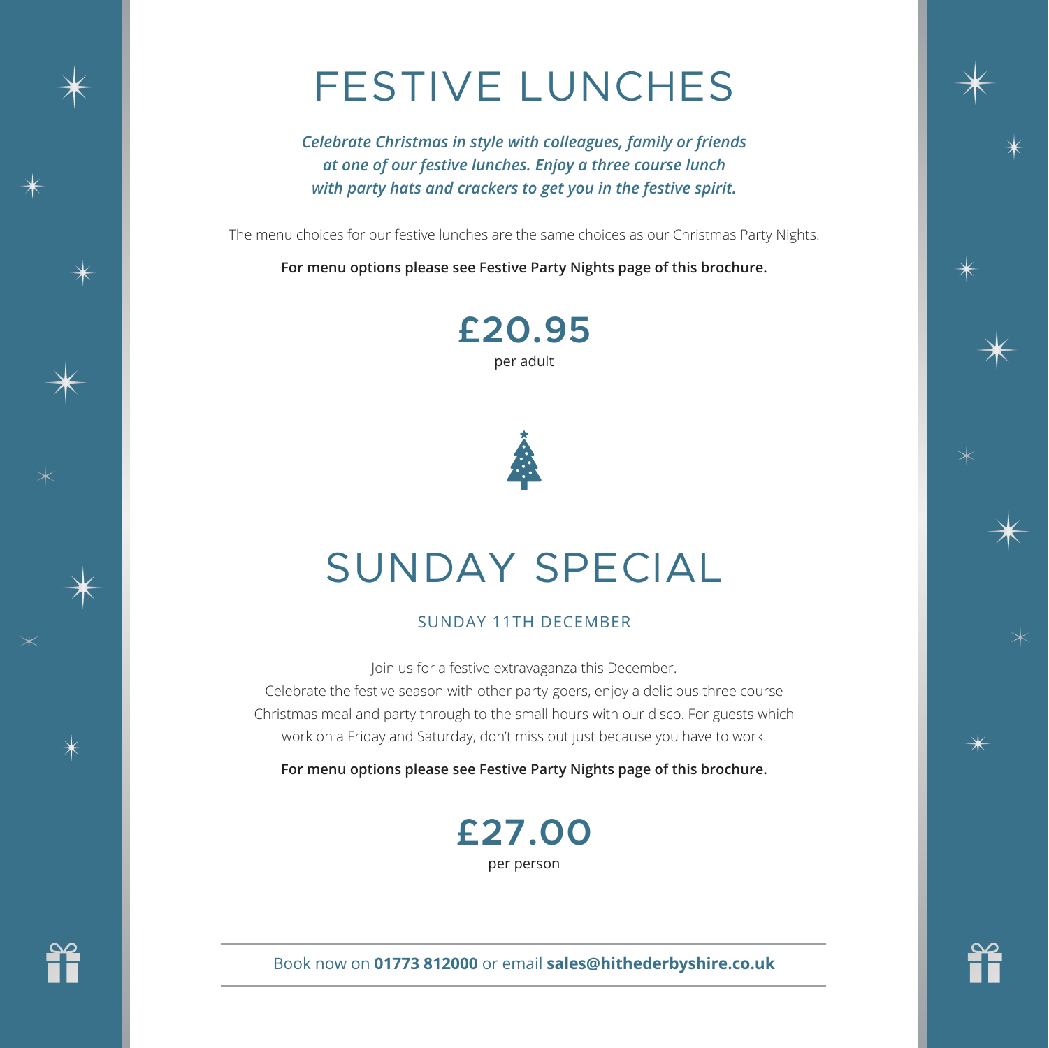# FESTIVE LUNCHES

***Celebrate Christmas in style with colleagues, family or friends at one of our festive lunches. Enjoy a three course lunch with party hats and crackers to get you in the festive spirit.***

The menu choices for our festive lunches are the same choices as our Christmas Party Nights.

**For menu options please see Festive Party Nights page of this brochure.**

**£20.95**
per adult

# SUNDAY SPECIAL

SUNDAY 11TH DECEMBER

Join us for a festive extravaganza this December.
Celebrate the festive season with other party-goers, enjoy a delicious three course Christmas meal and party through to the small hours with our disco. For guests which work on a Friday and Saturday, don't miss out just because you have to work.

**For menu options please see Festive Party Nights page of this brochure.**

**£27.00**
per person

Book now on **01773 812000** or email **sales@hithederbyshire.co.uk**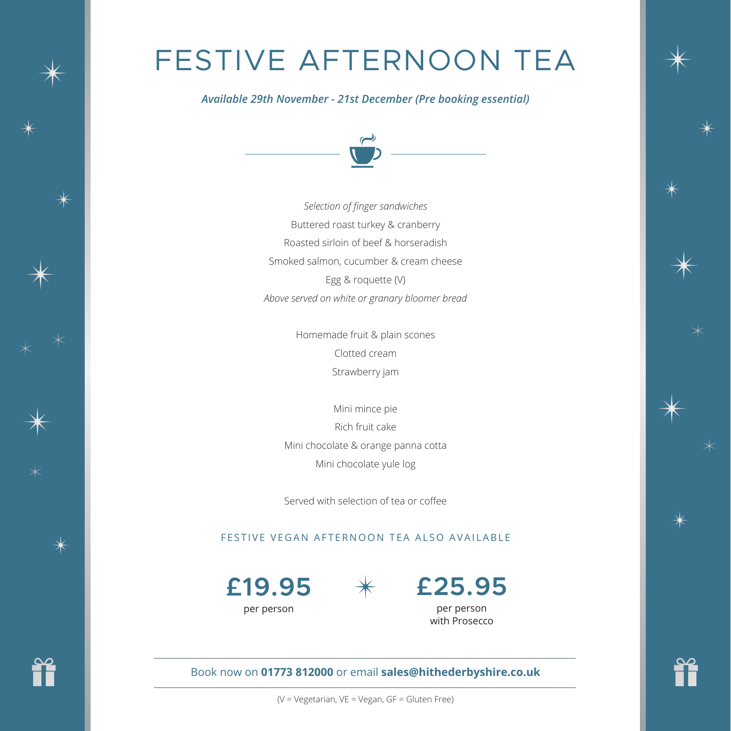# FESTIVE AFTERNOON TEA

***Available 29th November - 21st December (Pre booking essential)***

*Selection of finger sandwiches*

Buttered roast turkey & cranberry

Roasted sirloin of beef & horseradish

Smoked salmon, cucumber & cream cheese

Egg & roquette (V)

*Above served on white or granary bloomer bread*

Homemade fruit & plain scones

Clotted cream

Strawberry jam

Mini mince pie

Rich fruit cake

Mini chocolate & orange panna cotta

Mini chocolate yule log

Served with selection of tea or coffee

FESTIVE VEGAN AFTERNOON TEA ALSO AVAILABLE

**£19.95**
per person

**£25.95**
per person
with Prosecco

Book now on **01773 812000** or email **sales@hithederbyshire.co.uk**

(V = Vegetarian, VE = Vegan, GF = Gluten Free)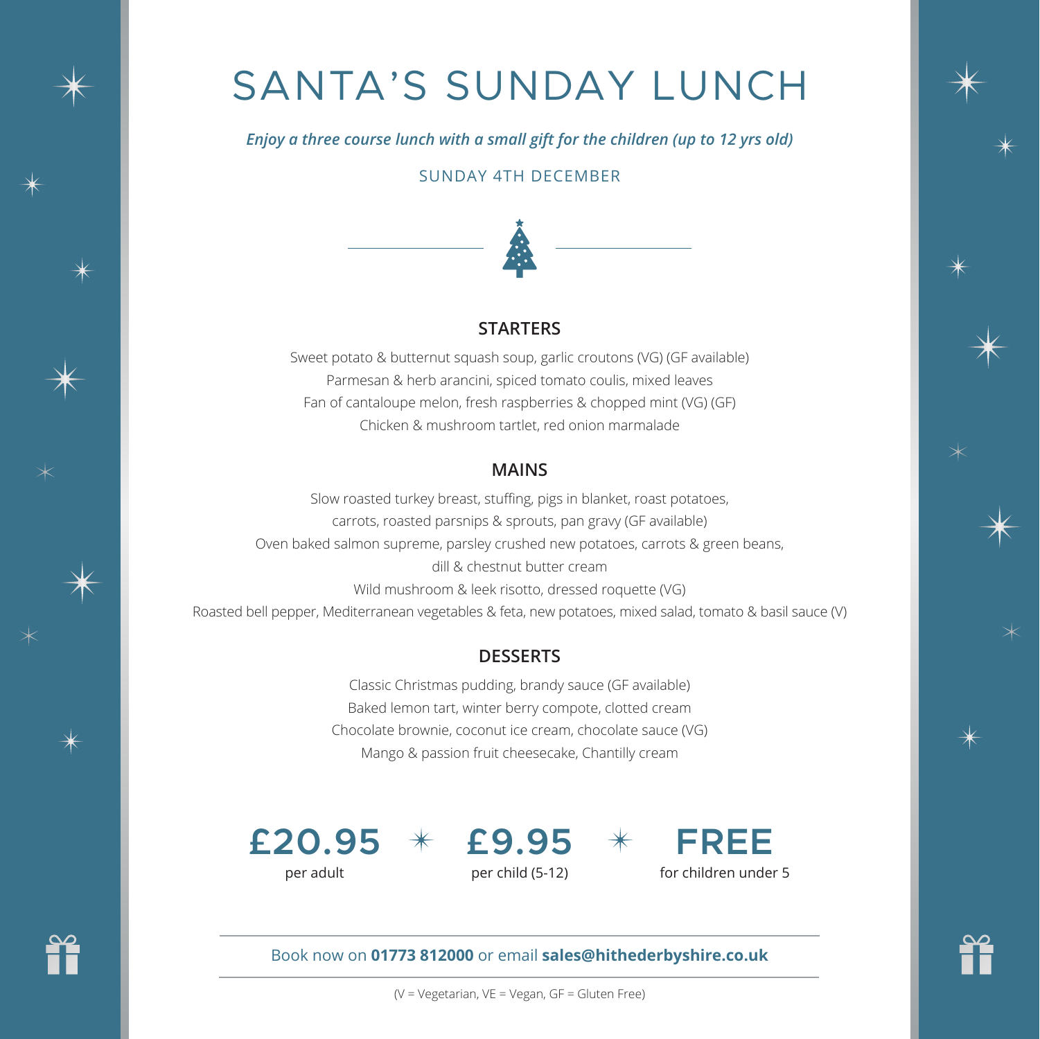# SANTA'S SUNDAY LUNCH

***Enjoy a three course lunch with a small gift for the children (up to 12 yrs old)***

SUNDAY 4TH DECEMBER

## STARTERS

Sweet potato & butternut squash soup, garlic croutons (VG) (GF available)
Parmesan & herb arancini, spiced tomato coulis, mixed leaves
Fan of cantaloupe melon, fresh raspberries & chopped mint (VG) (GF)
Chicken & mushroom tartlet, red onion marmalade

## MAINS

Slow roasted turkey breast, stuffing, pigs in blanket, roast potatoes, carrots, roasted parsnips & sprouts, pan gravy (GF available)
Oven baked salmon supreme, parsley crushed new potatoes, carrots & green beans, dill & chestnut butter cream
Wild mushroom & leek risotto, dressed roquette (VG)
Roasted bell pepper, Mediterranean vegetables & feta, new potatoes, mixed salad, tomato & basil sauce (V)

## DESSERTS

Classic Christmas pudding, brandy sauce (GF available)
Baked lemon tart, winter berry compote, clotted cream
Chocolate brownie, coconut ice cream, chocolate sauce (VG)
Mango & passion fruit cheesecake, Chantilly cream

**£20.95** per adult

**£9.95** per child (5-12)

**FREE** for children under 5

Book now on **01773 812000** or email **sales@hithederbyshire.co.uk**

(V = Vegetarian, VE = Vegan, GF = Gluten Free)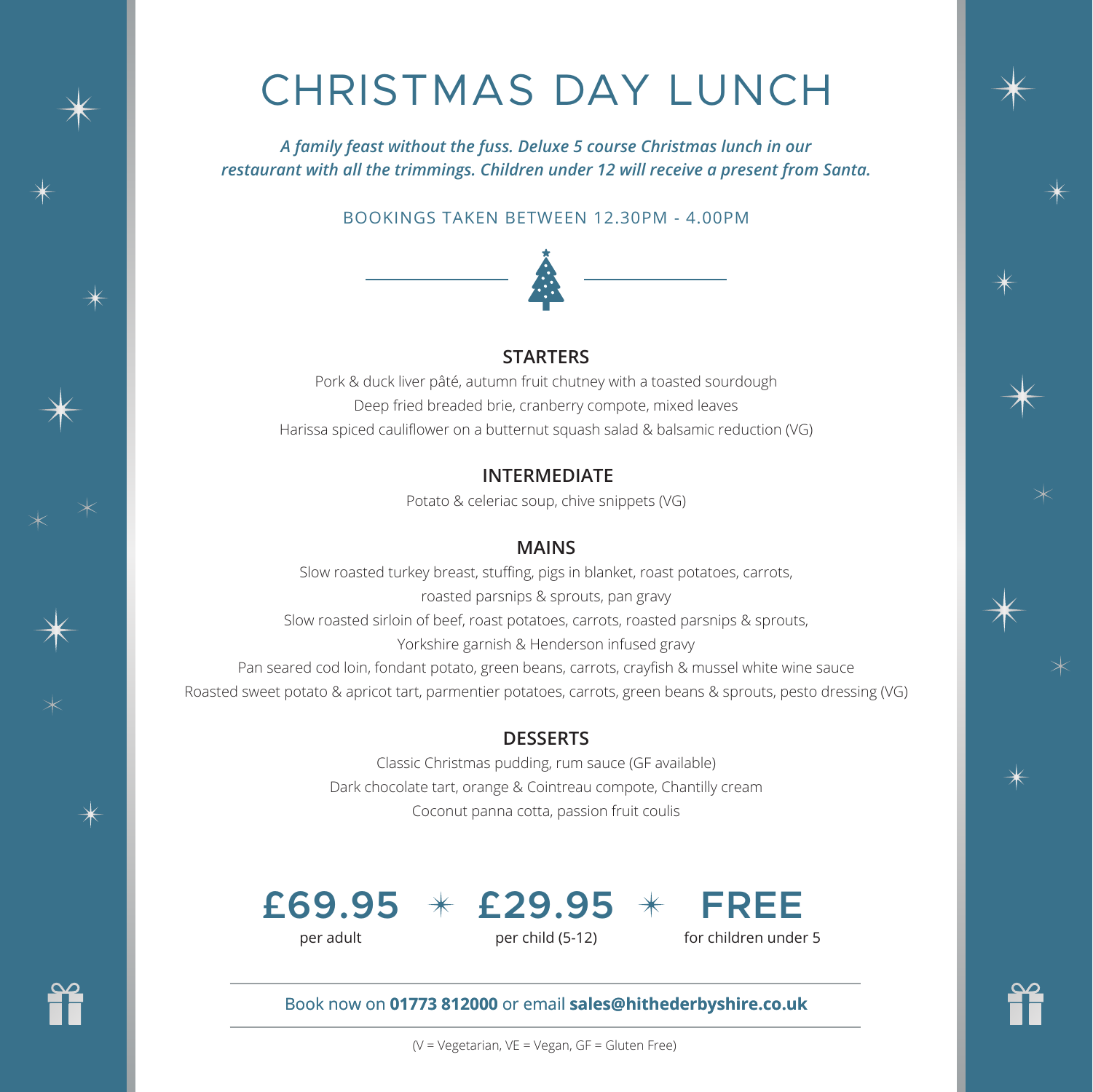# CHRISTMAS DAY LUNCH

***A family feast without the fuss. Deluxe 5 course Christmas lunch in our restaurant with all the trimmings. Children under 12 will receive a present from Santa.***

BOOKINGS TAKEN BETWEEN 12.30PM - 4.00PM

## STARTERS

Pork & duck liver pâté, autumn fruit chutney with a toasted sourdough
Deep fried breaded brie, cranberry compote, mixed leaves
Harissa spiced cauliflower on a butternut squash salad & balsamic reduction (VG)

## INTERMEDIATE

Potato & celeriac soup, chive snippets (VG)

## MAINS

Slow roasted turkey breast, stuffing, pigs in blanket, roast potatoes, carrots, roasted parsnips & sprouts, pan gravy
Slow roasted sirloin of beef, roast potatoes, carrots, roasted parsnips & sprouts, Yorkshire garnish & Henderson infused gravy
Pan seared cod loin, fondant potato, green beans, carrots, crayfish & mussel white wine sauce
Roasted sweet potato & apricot tart, parmentier potatoes, carrots, green beans & sprouts, pesto dressing (VG)

## DESSERTS

Classic Christmas pudding, rum sauce (GF available)
Dark chocolate tart, orange & Cointreau compote, Chantilly cream
Coconut panna cotta, passion fruit coulis

**£69.95** per adult

**£29.95** per child (5-12)

**FREE** for children under 5

Book now on **01773 812000** or email **sales@hithederbyshire.co.uk**

(V = Vegetarian, VE = Vegan, GF = Gluten Free)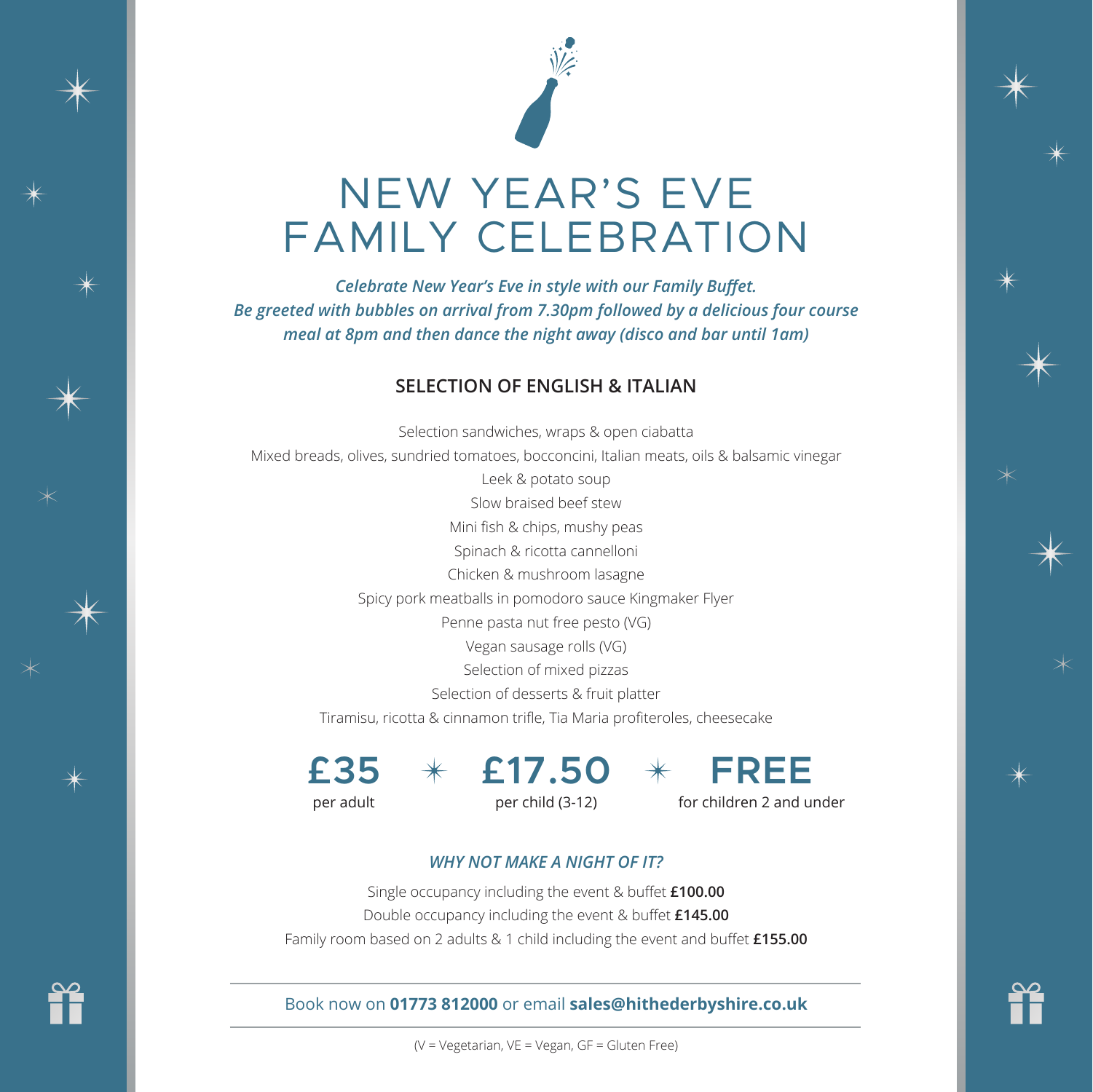# NEW YEAR'S EVE FAMILY CELEBRATION

***Celebrate New Year's Eve in style with our Family Buffet. Be greeted with bubbles on arrival from 7.30pm followed by a delicious four course meal at 8pm and then dance the night away (disco and bar until 1am)***

## SELECTION OF ENGLISH & ITALIAN

Selection sandwiches, wraps & open ciabatta

Mixed breads, olives, sundried tomatoes, bocconcini, Italian meats, oils & balsamic vinegar

Leek & potato soup

Slow braised beef stew

Mini fish & chips, mushy peas

Spinach & ricotta cannelloni

Chicken & mushroom lasagne

Spicy pork meatballs in pomodoro sauce Kingmaker Flyer

Penne pasta nut free pesto (VG)

Vegan sausage rolls (VG)

Selection of mixed pizzas

Selection of desserts & fruit platter

Tiramisu, ricotta & cinnamon trifle, Tia Maria profiteroles, cheesecake

**£35** per adult ✶ **£17.50** per child (3-12) ✶ **FREE** for children 2 and under

***WHY NOT MAKE A NIGHT OF IT?***

Single occupancy including the event & buffet **£100.00**

Double occupancy including the event & buffet **£145.00**

Family room based on 2 adults & 1 child including the event and buffet **£155.00**

---

Book now on **01773 812000** or email **sales@hithederbyshire.co.uk**

---

(V = Vegetarian, VE = Vegan, GF = Gluten Free)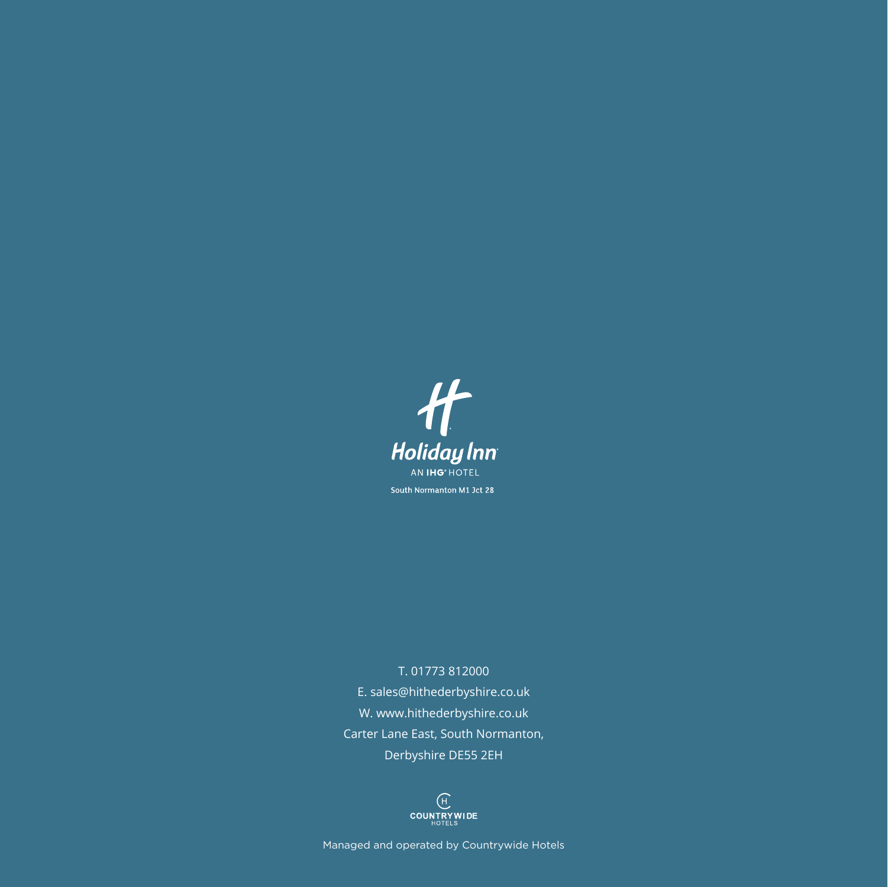Holiday Inn

AN IHG HOTEL

South Normanton M1 Jct 28

T. 01773 812000

E. sales@hithederbyshire.co.uk

W. www.hithederbyshire.co.uk

Carter Lane East, South Normanton,

Derbyshire DE55 2EH

COUNTRYWIDE HOTELS

Managed and operated by Countrywide Hotels